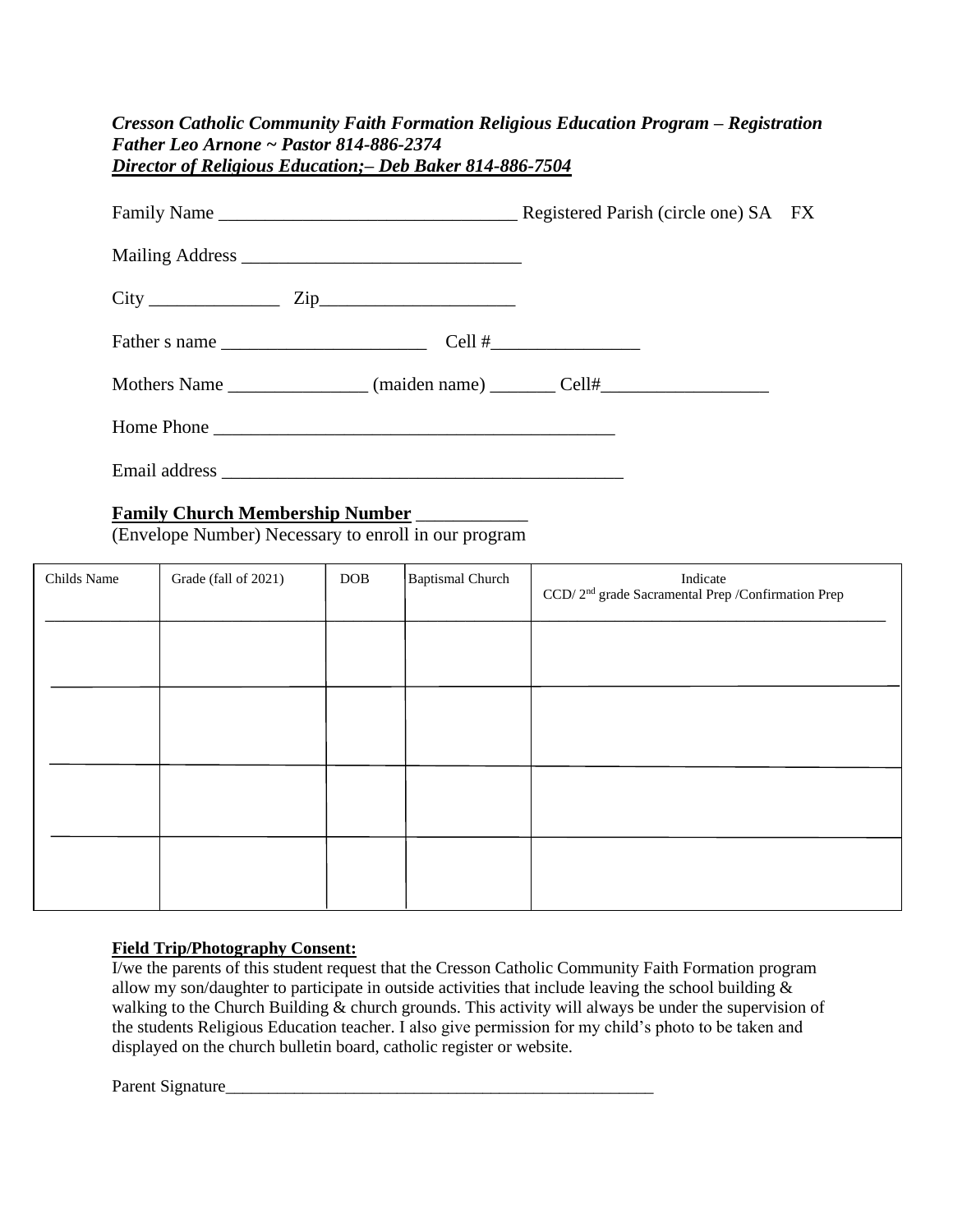***Cresson Catholic Community Faith Formation Religious Education Program – Registration***
***Father Leo Arnone ~ Pastor 814-886-2374***
***Director of Religious Education;– Deb Baker 814-886-7504***

Family Name ________________________________ Registered Parish (circle one) SA FX

Mailing Address _____________________________

City ______________ Zip_____________________

Father s name ______________________ Cell #________________

Mothers Name _______________ (maiden name) _______ Cell#__________________

Home Phone ___________________________________________

Email address ___________________________________________

**Family Church Membership Number** ____________
(Envelope Number) Necessary to enroll in our program

| Childs Name | Grade (fall of 2021) | DOB | Baptismal Church | Indicate CCD/ 2nd grade Sacramental Prep /Confirmation Prep |
|---|---|---|---|---|
| | | | | |
| | | | | |
| | | | | |
| | | | | |

**Field Trip/Photography Consent:**
I/we the parents of this student request that the Cresson Catholic Community Faith Formation program allow my son/daughter to participate in outside activities that include leaving the school building & walking to the Church Building & church grounds. This activity will always be under the supervision of the students Religious Education teacher. I also give permission for my child's photo to be taken and displayed on the church bulletin board, catholic register or website.

Parent Signature____________________________________________________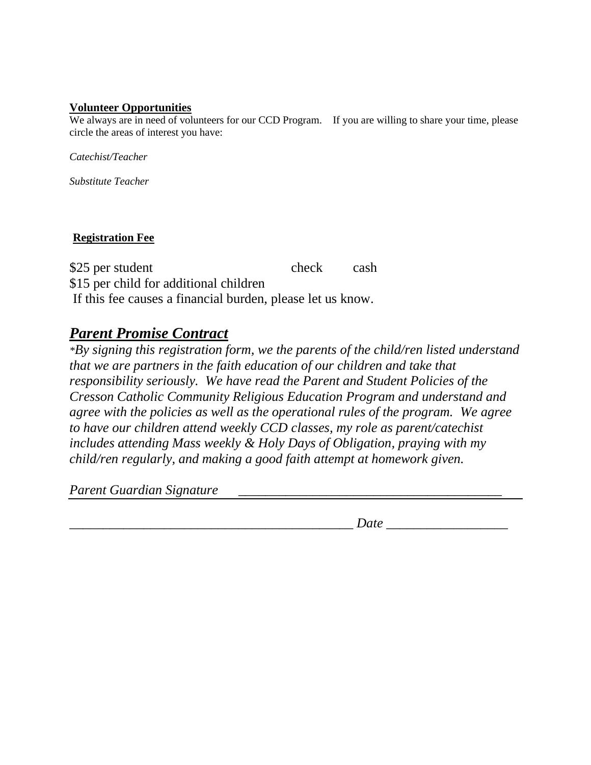**Volunteer Opportunities**

We always are in need of volunteers for our CCD Program. If you are willing to share your time, please circle the areas of interest you have:

*Catechist/Teacher*

*Substitute Teacher*

**Registration Fee**

$25 per student check cash

$15 per child for additional children

If this fee causes a financial burden, please let us know.

## ***Parent Promise Contract***

**By signing this registration form, we the parents of the child/ren listed understand that we are partners in the faith education of our children and take that responsibility seriously. We have read the Parent and Student Policies of the Cresson Catholic Community Religious Education Program and understand and agree with the policies as well as the operational rules of the program. We agree to have our children attend weekly CCD classes, my role as parent/catechist includes attending Mass weekly & Holy Days of Obligation, praying with my child/ren regularly, and making a good faith attempt at homework given.*

*Parent Guardian Signature* ________________________________________

____________________________________________ *Date* __________________